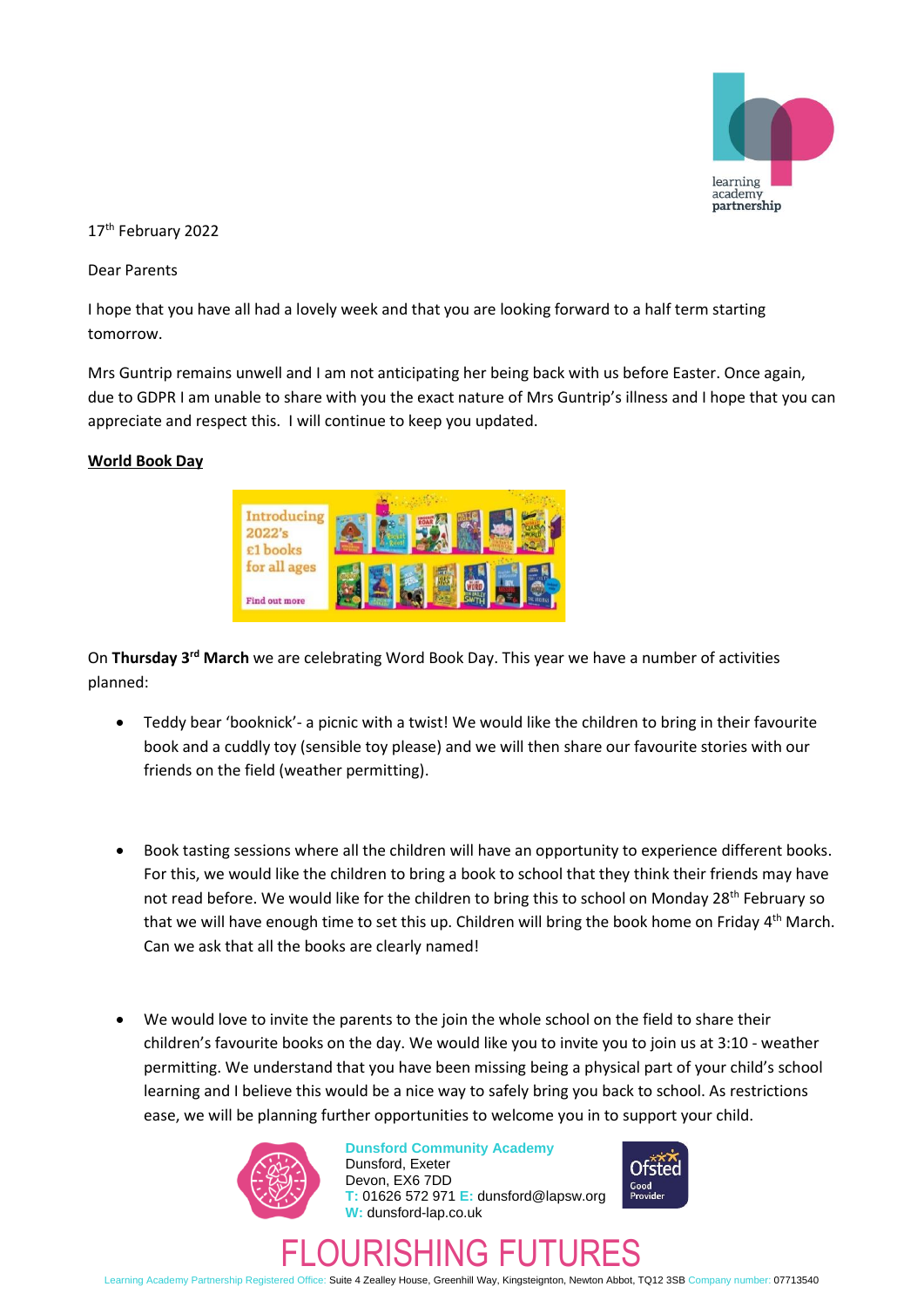17th February 2022

Dear Parents

I hope that you have all had a lovely week and that you are looking forward to a half term starting tomorrow.

Mrs Guntrip remains unwell and I am not anticipating her being back with us before Easter. Once again, due to GDPR I am unable to share with you the exact nature of Mrs Guntrip's illness and I hope that you can appreciate and respect this. I will continue to keep you updated.

**World Book Day**

On **Thursday 3rd March** we are celebrating Word Book Day. This year we have a number of activities planned:

- Teddy bear 'booknick'- a picnic with a twist! We would like the children to bring in their favourite book and a cuddly toy (sensible toy please) and we will then share our favourite stories with our friends on the field (weather permitting).

- Book tasting sessions where all the children will have an opportunity to experience different books. For this, we would like the children to bring a book to school that they think their friends may have not read before. We would like for the children to bring this to school on Monday 28th February so that we will have enough time to set this up. Children will bring the book home on Friday 4th March. Can we ask that all the books are clearly named!

- We would love to invite the parents to the join the whole school on the field to share their children's favourite books on the day. We would like you to invite you to join us at 3:10 - weather permitting. We understand that you have been missing being a physical part of your child's school learning and I believe this would be a nice way to safely bring you back to school. As restrictions ease, we will be planning further opportunities to welcome you in to support your child.

**Dunsford Community Academy**
Dunsford, Exeter
Devon, EX6 7DD
T: 01626 572 971 E: dunsford@lapsw.org
W: dunsford-lap.co.uk

FLOURISHING FUTURES

Learning Academy Partnership Registered Office: Suite 4 Zealley House, Greenhill Way, Kingsteignton, Newton Abbot, TQ12 3SB Company number: 07713540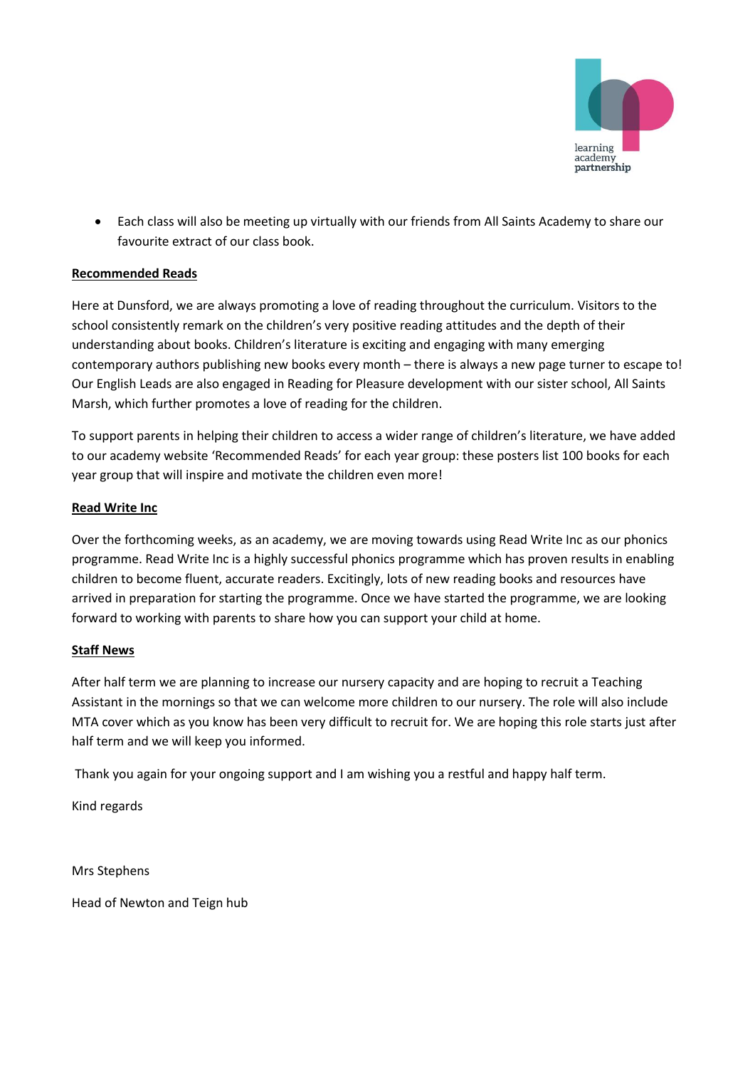- Each class will also be meeting up virtually with our friends from All Saints Academy to share our favourite extract of our class book.

**Recommended Reads**

Here at Dunsford, we are always promoting a love of reading throughout the curriculum. Visitors to the school consistently remark on the children's very positive reading attitudes and the depth of their understanding about books. Children's literature is exciting and engaging with many emerging contemporary authors publishing new books every month – there is always a new page turner to escape to! Our English Leads are also engaged in Reading for Pleasure development with our sister school, All Saints Marsh, which further promotes a love of reading for the children.

To support parents in helping their children to access a wider range of children's literature, we have added to our academy website 'Recommended Reads' for each year group: these posters list 100 books for each year group that will inspire and motivate the children even more!

**Read Write Inc**

Over the forthcoming weeks, as an academy, we are moving towards using Read Write Inc as our phonics programme. Read Write Inc is a highly successful phonics programme which has proven results in enabling children to become fluent, accurate readers. Excitingly, lots of new reading books and resources have arrived in preparation for starting the programme. Once we have started the programme, we are looking forward to working with parents to share how you can support your child at home.

**Staff News**

After half term we are planning to increase our nursery capacity and are hoping to recruit a Teaching Assistant in the mornings so that we can welcome more children to our nursery. The role will also include MTA cover which as you know has been very difficult to recruit for. We are hoping this role starts just after half term and we will keep you informed.

Thank you again for your ongoing support and I am wishing you a restful and happy half term.

Kind regards

Mrs Stephens

Head of Newton and Teign hub